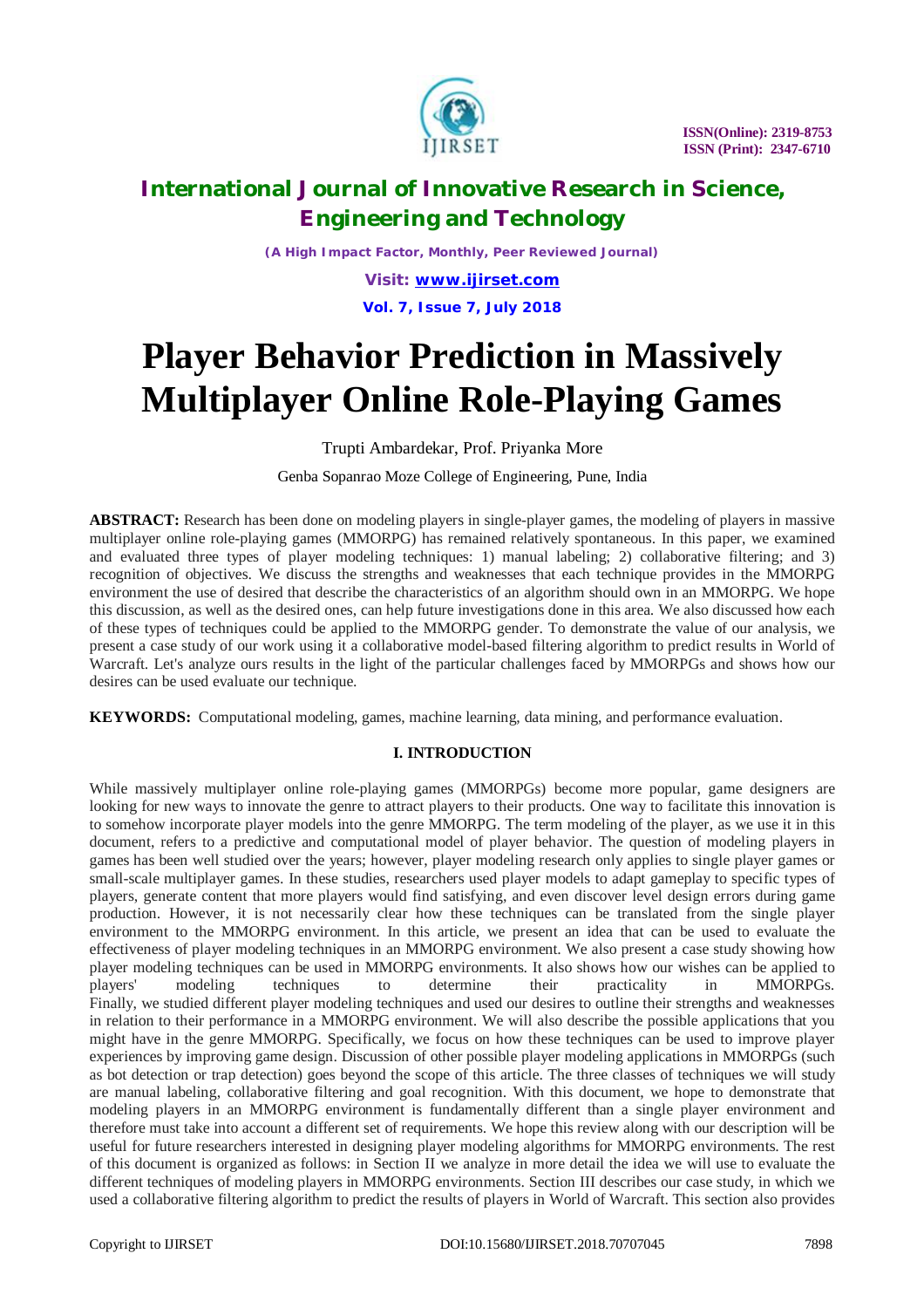# International Journal of Innovative Research in Science, Engineering and Technology

*(A High Impact Factor, Monthly, Peer Reviewed Journal)*

# Player Behavior Prediction in Massively Multiplayer Online Role-Playing Games

Trupti Ambardekar, Prof. Priyanka More

Genba Sopanrao Moze College of Engineering, Pune, India

**ABSTRACT:** Research has been done on modeling players in single-player games, the modeling of players in massive multiplayer online role-playing games (MMORPG) has remained relatively spontaneous. In this paper, we examined and evaluated three types of player modeling techniques: 1) manual labeling; 2) collaborative filtering; and 3) recognition of objectives. We discuss the strengths and weaknesses that each technique provides in the MMORPG environment the use of desired that describe the characteristics of an algorithm should own in an MMORPG. We hope this discussion, as well as the desired ones, can help future investigations done in this area. We also discussed how each of these types of techniques could be applied to the MMORPG gender. To demonstrate the value of our analysis, we present a case study of our work using it a collaborative model-based filtering algorithm to predict results in World of Warcraft. Let's analyze ours results in the light of the particular challenges faced by MMORPGs and shows how our desires can be used evaluate our technique.

**KEYWORDS:** Computational modeling, games, machine learning, data mining, and performance evaluation.

## I. INTRODUCTION

While massively multiplayer online role-playing games (MMORPGs) become more popular, game designers are looking for new ways to innovate the genre to attract players to their products. One way to facilitate this innovation is to somehow incorporate player models into the genre MMORPG. The term modeling of the player, as we use it in this document, refers to a predictive and computational model of player behavior. The question of modeling players in games has been well studied over the years; however, player modeling research only applies to single player games or small-scale multiplayer games. In these studies, researchers used player models to adapt gameplay to specific types of players, generate content that more players would find satisfying, and even discover level design errors during game production. However, it is not necessarily clear how these techniques can be translated from the single player environment to the MMORPG environment. In this article, we present an idea that can be used to evaluate the effectiveness of player modeling techniques in an MMORPG environment. We also present a case study showing how player modeling techniques can be used in MMORPG environments. It also shows how our wishes can be applied to players' modeling techniques to determine their practicality in MMORPGs. Finally, we studied different player modeling techniques and used our desires to outline their strengths and weaknesses in relation to their performance in a MMORPG environment. We will also describe the possible applications that you might have in the genre MMORPG. Specifically, we focus on how these techniques can be used to improve player experiences by improving game design. Discussion of other possible player modeling applications in MMORPGs (such as bot detection or trap detection) goes beyond the scope of this article. The three classes of techniques we will study are manual labeling, collaborative filtering and goal recognition. With this document, we hope to demonstrate that modeling players in an MMORPG environment is fundamentally different than a single player environment and therefore must take into account a different set of requirements. We hope this review along with our description will be useful for future researchers interested in designing player modeling algorithms for MMORPG environments. The rest of this document is organized as follows: in Section II we analyze in more detail the idea we will use to evaluate the different techniques of modeling players in MMORPG environments. Section III describes our case study, in which we used a collaborative filtering algorithm to predict the results of players in World of Warcraft. This section also provides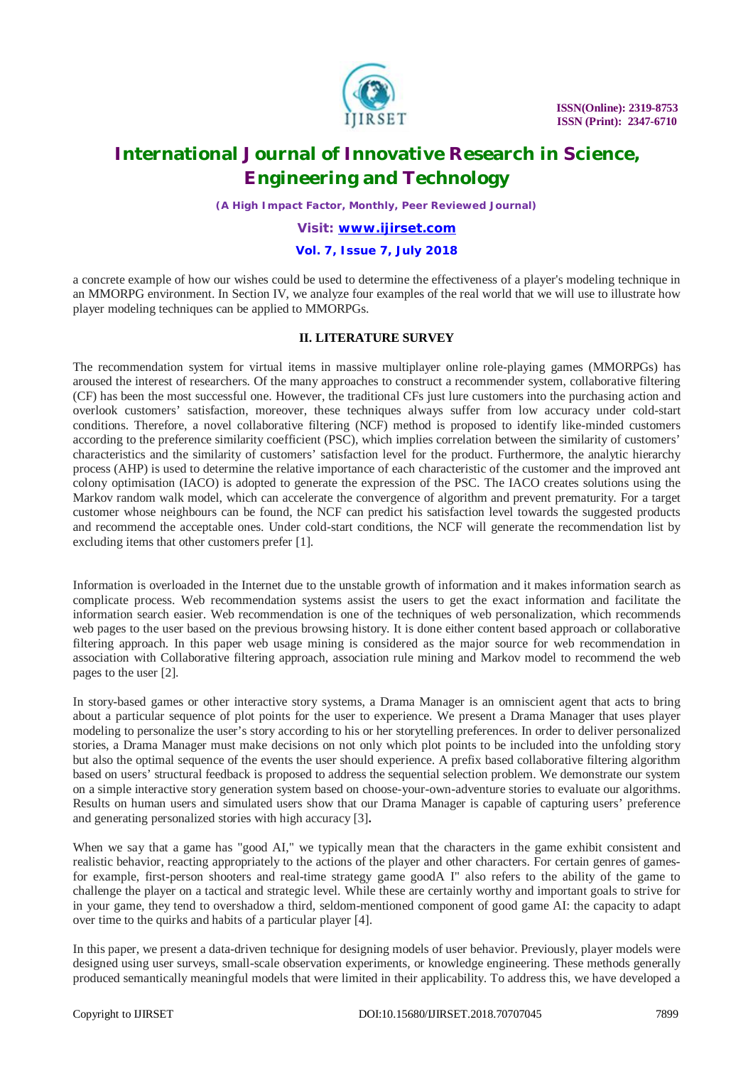a concrete example of how our wishes could be used to determine the effectiveness of a player's modeling technique in an MMORPG environment. In Section IV, we analyze four examples of the real world that we will use to illustrate how player modeling techniques can be applied to MMORPGs.

## II. LITERATURE SURVEY

The recommendation system for virtual items in massive multiplayer online role-playing games (MMORPGs) has aroused the interest of researchers. Of the many approaches to construct a recommender system, collaborative filtering (CF) has been the most successful one. However, the traditional CFs just lure customers into the purchasing action and overlook customers' satisfaction, moreover, these techniques always suffer from low accuracy under cold-start conditions. Therefore, a novel collaborative filtering (NCF) method is proposed to identify like-minded customers according to the preference similarity coefficient (PSC), which implies correlation between the similarity of customers' characteristics and the similarity of customers' satisfaction level for the product. Furthermore, the analytic hierarchy process (AHP) is used to determine the relative importance of each characteristic of the customer and the improved ant colony optimisation (IACO) is adopted to generate the expression of the PSC. The IACO creates solutions using the Markov random walk model, which can accelerate the convergence of algorithm and prevent prematurity. For a target customer whose neighbours can be found, the NCF can predict his satisfaction level towards the suggested products and recommend the acceptable ones. Under cold-start conditions, the NCF will generate the recommendation list by excluding items that other customers prefer [1].

Information is overloaded in the Internet due to the unstable growth of information and it makes information search as complicate process. Web recommendation systems assist the users to get the exact information and facilitate the information search easier. Web recommendation is one of the techniques of web personalization, which recommends web pages to the user based on the previous browsing history. It is done either content based approach or collaborative filtering approach. In this paper web usage mining is considered as the major source for web recommendation in association with Collaborative filtering approach, association rule mining and Markov model to recommend the web pages to the user [2].

In story-based games or other interactive story systems, a Drama Manager is an omniscient agent that acts to bring about a particular sequence of plot points for the user to experience. We present a Drama Manager that uses player modeling to personalize the user's story according to his or her storytelling preferences. In order to deliver personalized stories, a Drama Manager must make decisions on not only which plot points to be included into the unfolding story but also the optimal sequence of the events the user should experience. A prefix based collaborative filtering algorithm based on users' structural feedback is proposed to address the sequential selection problem. We demonstrate our system on a simple interactive story generation system based on choose-your-own-adventure stories to evaluate our algorithms. Results on human users and simulated users show that our Drama Manager is capable of capturing users' preference and generating personalized stories with high accuracy [3]**.**

When we say that a game has "good AI," we typically mean that the characters in the game exhibit consistent and realistic behavior, reacting appropriately to the actions of the player and other characters. For certain genres of games-for example, first-person shooters and real-time strategy game goodA I" also refers to the ability of the game to challenge the player on a tactical and strategic level. While these are certainly worthy and important goals to strive for in your game, they tend to overshadow a third, seldom-mentioned component of good game AI: the capacity to adapt over time to the quirks and habits of a particular player [4].

In this paper, we present a data-driven technique for designing models of user behavior. Previously, player models were designed using user surveys, small-scale observation experiments, or knowledge engineering. These methods generally produced semantically meaningful models that were limited in their applicability. To address this, we have developed a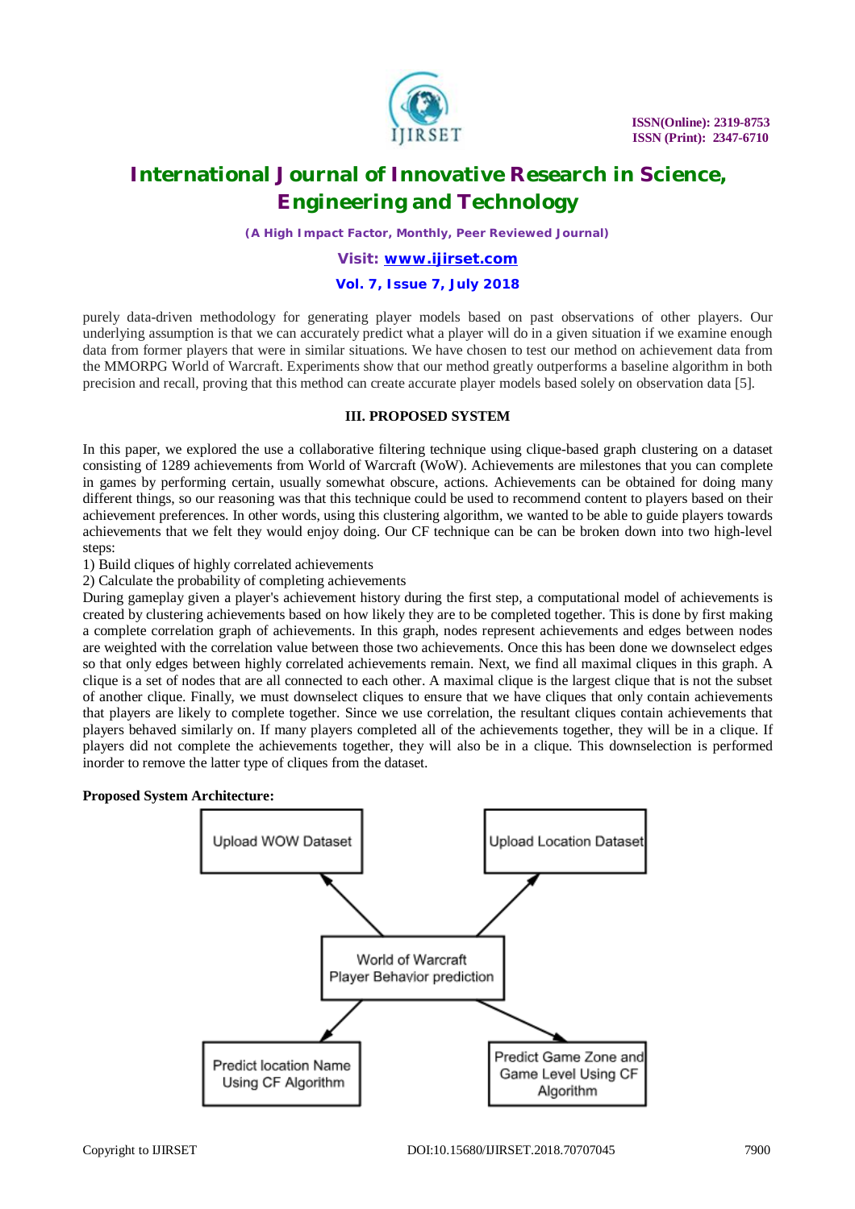purely data-driven methodology for generating player models based on past observations of other players. Our underlying assumption is that we can accurately predict what a player will do in a given situation if we examine enough data from former players that were in similar situations. We have chosen to test our method on achievement data from the MMORPG World of Warcraft. Experiments show that our method greatly outperforms a baseline algorithm in both precision and recall, proving that this method can create accurate player models based solely on observation data [5].

## III. PROPOSED SYSTEM

In this paper, we explored the use a collaborative filtering technique using clique-based graph clustering on a dataset consisting of 1289 achievements from World of Warcraft (WoW). Achievements are milestones that you can complete in games by performing certain, usually somewhat obscure, actions. Achievements can be obtained for doing many different things, so our reasoning was that this technique could be used to recommend content to players based on their achievement preferences. In other words, using this clustering algorithm, we wanted to be able to guide players towards achievements that we felt they would enjoy doing. Our CF technique can be can be broken down into two high-level steps:

1) Build cliques of highly correlated achievements
2) Calculate the probability of completing achievements

During gameplay given a player's achievement history during the first step, a computational model of achievements is created by clustering achievements based on how likely they are to be completed together. This is done by first making a complete correlation graph of achievements. In this graph, nodes represent achievements and edges between nodes are weighted with the correlation value between those two achievements. Once this has been done we downselect edges so that only edges between highly correlated achievements remain. Next, we find all maximal cliques in this graph. A clique is a set of nodes that are all connected to each other. A maximal clique is the largest clique that is not the subset of another clique. Finally, we must downselect cliques to ensure that we have cliques that only contain achievements that players are likely to complete together. Since we use correlation, the resultant cliques contain achievements that players behaved similarly on. If many players completed all of the achievements together, they will be in a clique. If players did not complete the achievements together, they will also be in a clique. This downselection is performed inorder to remove the latter type of cliques from the dataset.

**Proposed System Architecture:**

Upload WOW Dataset

Upload Location Dataset

World of Warcraft Player Behavior prediction

Predict location Name Using CF Algorithm

Predict Game Zone and Game Level Using CF Algorithm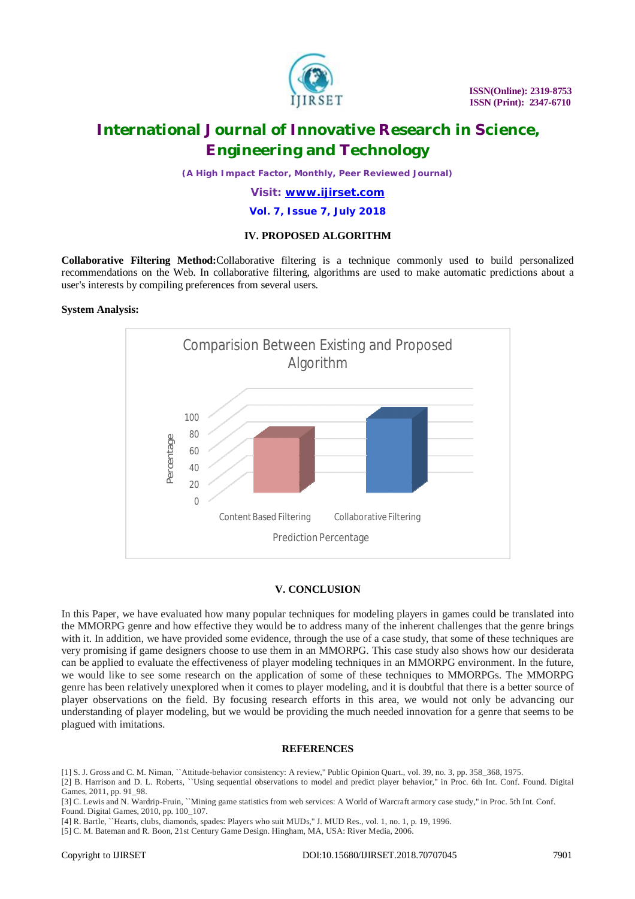## IV. PROPOSED ALGORITHM

**Collaborative Filtering Method:** Collaborative filtering is a technique commonly used to build personalized recommendations on the Web. In collaborative filtering, algorithms are used to make automatic predictions about a user's interests by compiling preferences from several users.

**System Analysis:**

## V. CONCLUSION

In this Paper, we have evaluated how many popular techniques for modeling players in games could be translated into the MMORPG genre and how effective they would be to address many of the inherent challenges that the genre brings with it. In addition, we have provided some evidence, through the use of a case study, that some of these techniques are very promising if game designers choose to use them in an MMORPG. This case study also shows how our desiderata can be applied to evaluate the effectiveness of player modeling techniques in an MMORPG environment. In the future, we would like to see some research on the application of some of these techniques to MMORPGs. The MMORPG genre has been relatively unexplored when it comes to player modeling, and it is doubtful that there is a better source of player observations on the field. By focusing research efforts in this area, we would not only be advancing our understanding of player modeling, but we would be providing the much needed innovation for a genre that seems to be plagued with imitations.

## REFERENCES

[1] S. J. Gross and C. M. Niman, ``Attitude-behavior consistency: A review,'' Public Opinion Quart., vol. 39, no. 3, pp. 358_368, 1975.

[2] B. Harrison and D. L. Roberts, ``Using sequential observations to model and predict player behavior,'' in Proc. 6th Int. Conf. Found. Digital Games, 2011, pp. 91_98.

[3] C. Lewis and N. Wardrip-Fruin, ``Mining game statistics from web services: A World of Warcraft armory case study,'' in Proc. 5th Int. Conf. Found. Digital Games, 2010, pp. 100_107.

[4] R. Bartle, ``Hearts, clubs, diamonds, spades: Players who suit MUDs,'' J. MUD Res., vol. 1, no. 1, p. 19, 1996.

[5] C. M. Bateman and R. Boon, 21st Century Game Design. Hingham, MA, USA: River Media, 2006.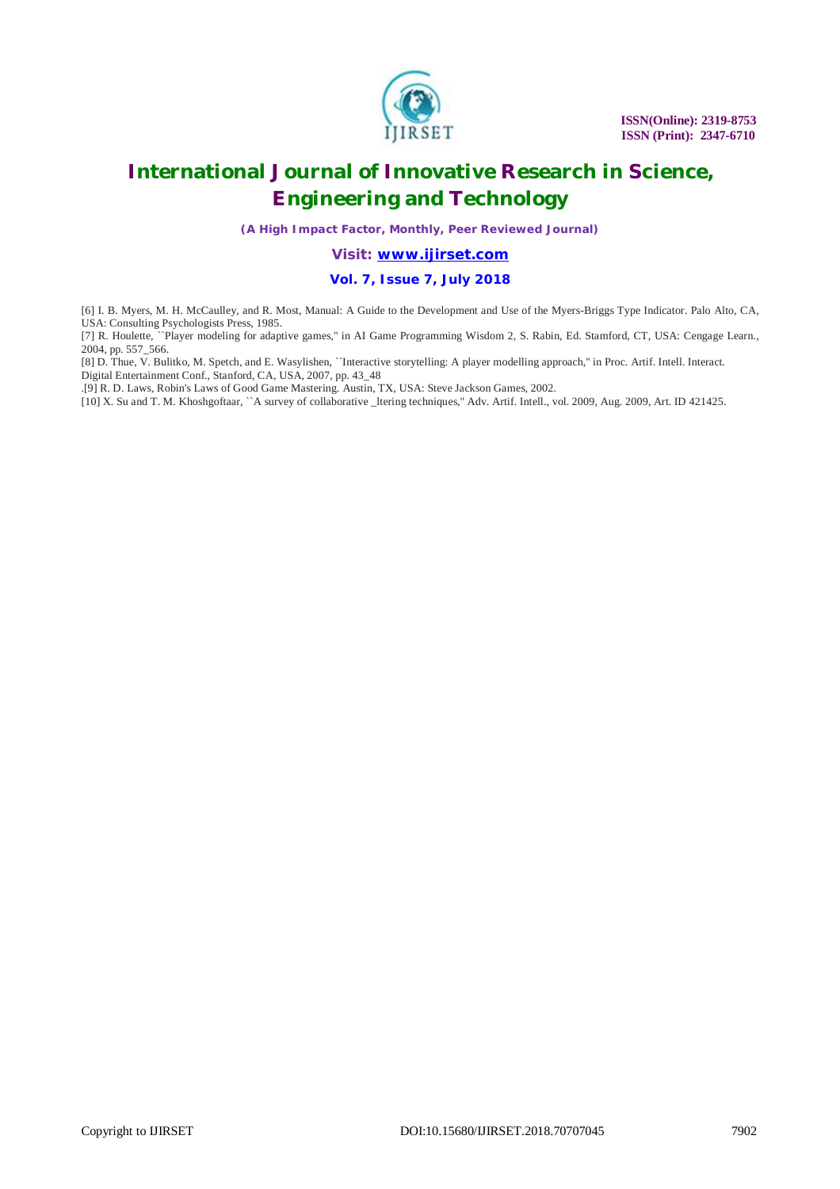[6] I. B. Myers, M. H. McCaulley, and R. Most, Manual: A Guide to the Development and Use of the Myers-Briggs Type Indicator. Palo Alto, CA, USA: Consulting Psychologists Press, 1985.

[7] R. Houlette, ``Player modeling for adaptive games,'' in AI Game Programming Wisdom 2, S. Rabin, Ed. Stamford, CT, USA: Cengage Learn., 2004, pp. 557_566.

[8] D. Thue, V. Bulitko, M. Spetch, and E. Wasylishen, ``Interactive storytelling: A player modelling approach,'' in Proc. Artif. Intell. Interact. Digital Entertainment Conf., Stanford, CA, USA, 2007, pp. 43_48

.[9] R. D. Laws, Robin's Laws of Good Game Mastering. Austin, TX, USA: Steve Jackson Games, 2002.

[10] X. Su and T. M. Khoshgoftaar, ``A survey of collaborative _ltering techniques,'' Adv. Artif. Intell., vol. 2009, Aug. 2009, Art. ID 421425.